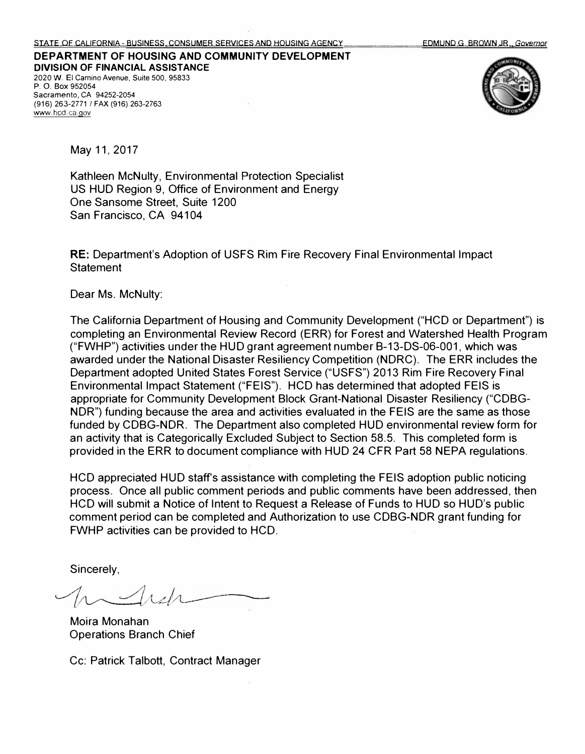STATE OF CALIFORNIA - BUSINESS, CONSUMER SERVICES AND HOUSING AGENCY — EDMUND G. BROWN JR., *Governor*

**DEPARTMENT OF HOUSING AND COMMUNITY DEVELOPMENT**
**DIVISION OF FINANCIAL ASSISTANCE**
2020 W. El Camino Avenue, Suite 500, 95833
P. O. Box 952054
Sacramento, CA 94252-2054
(916) 263-2771 / FAX (916) 263-2763
www.hcd.ca.gov

May 11, 2017

Kathleen McNulty, Environmental Protection Specialist
US HUD Region 9, Office of Environment and Energy
One Sansome Street, Suite 1200
San Francisco, CA 94104

**RE:** Department's Adoption of USFS Rim Fire Recovery Final Environmental Impact Statement

Dear Ms. McNulty:

The California Department of Housing and Community Development ("HCD or Department") is completing an Environmental Review Record (ERR) for Forest and Watershed Health Program ("FWHP") activities under the HUD grant agreement number B-13-DS-06-001, which was awarded under the National Disaster Resiliency Competition (NDRC). The ERR includes the Department adopted United States Forest Service ("USFS") 2013 Rim Fire Recovery Final Environmental Impact Statement ("FEIS"). HCD has determined that adopted FEIS is appropriate for Community Development Block Grant-National Disaster Resiliency ("CDBG-NDR") funding because the area and activities evaluated in the FEIS are the same as those funded by CDBG-NDR. The Department also completed HUD environmental review form for an activity that is Categorically Excluded Subject to Section 58.5. This completed form is provided in the ERR to document compliance with HUD 24 CFR Part 58 NEPA regulations.

HCD appreciated HUD staff's assistance with completing the FEIS adoption public noticing process. Once all public comment periods and public comments have been addressed, then HCD will submit a Notice of Intent to Request a Release of Funds to HUD so HUD's public comment period can be completed and Authorization to use CDBG-NDR grant funding for FWHP activities can be provided to HCD.

Sincerely,

Moira Monahan
Operations Branch Chief

Cc: Patrick Talbott, Contract Manager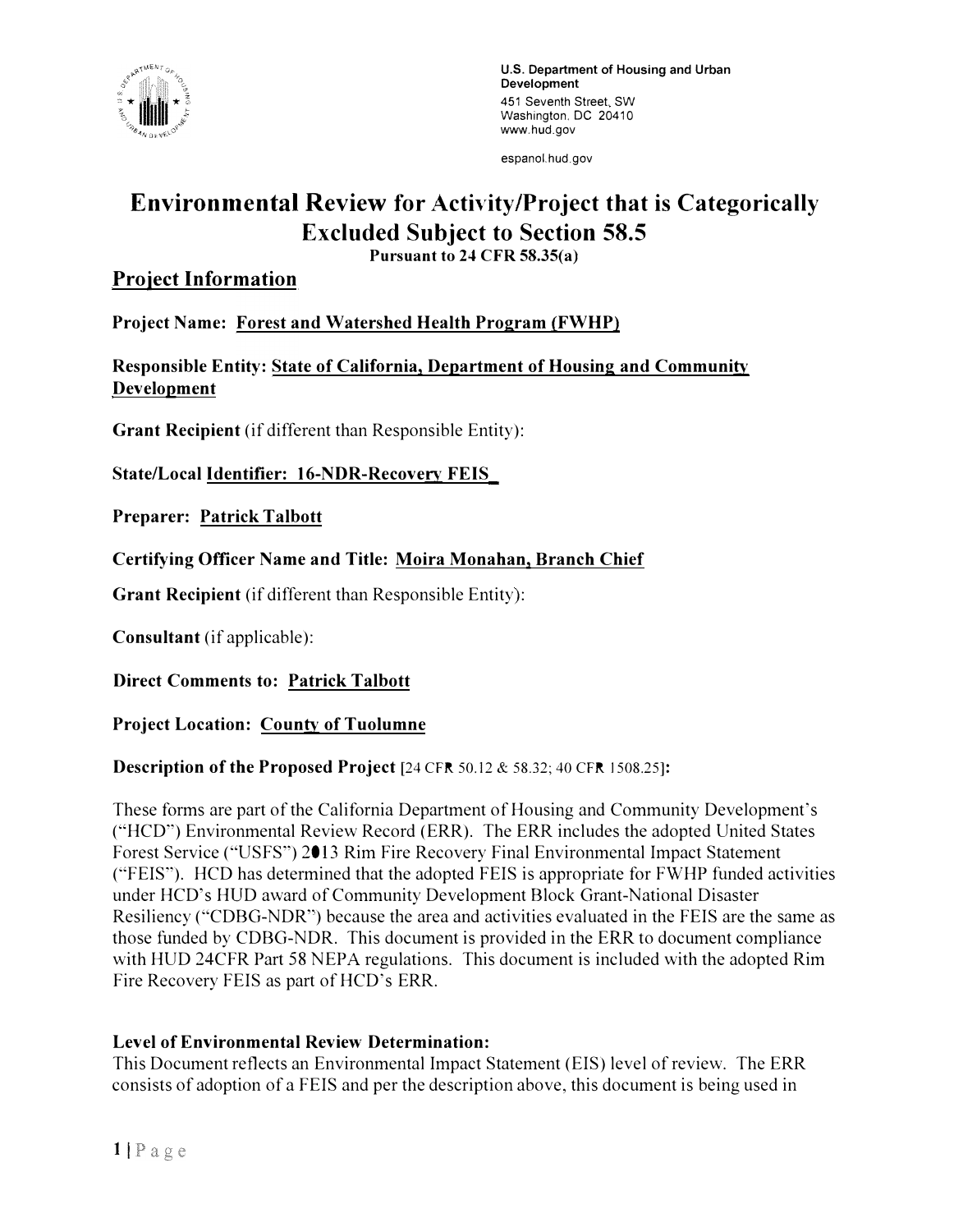U.S. Department of Housing and Urban Development
451 Seventh Street, SW
Washington, DC 20410
www.hud.gov

espanol.hud.gov

# Environmental Review for Activity/Project that is Categorically Excluded Subject to Section 58.5

**Pursuant to 24 CFR 58.35(a)**

## Project Information

**Project Name:** Forest and Watershed Health Program (FWHP)

**Responsible Entity:** State of California, Department of Housing and Community Development

**Grant Recipient** (if different than Responsible Entity):

**State/Local Identifier:** 16-NDR-Recovery FEIS_

**Preparer:** Patrick Talbott

**Certifying Officer Name and Title:** Moira Monahan, Branch Chief

**Grant Recipient** (if different than Responsible Entity):

**Consultant** (if applicable):

**Direct Comments to:** Patrick Talbott

**Project Location:** County of Tuolumne

**Description of the Proposed Project** [24 CFR 50.12 & 58.32; 40 CFR 1508.25]**:**

These forms are part of the California Department of Housing and Community Development's ("HCD") Environmental Review Record (ERR). The ERR includes the adopted United States Forest Service ("USFS") 2013 Rim Fire Recovery Final Environmental Impact Statement ("FEIS"). HCD has determined that the adopted FEIS is appropriate for FWHP funded activities under HCD's HUD award of Community Development Block Grant-National Disaster Resiliency ("CDBG-NDR") because the area and activities evaluated in the FEIS are the same as those funded by CDBG-NDR. This document is provided in the ERR to document compliance with HUD 24CFR Part 58 NEPA regulations. This document is included with the adopted Rim Fire Recovery FEIS as part of HCD's ERR.

**Level of Environmental Review Determination:**
This Document reflects an Environmental Impact Statement (EIS) level of review. The ERR consists of adoption of a FEIS and per the description above, this document is being used in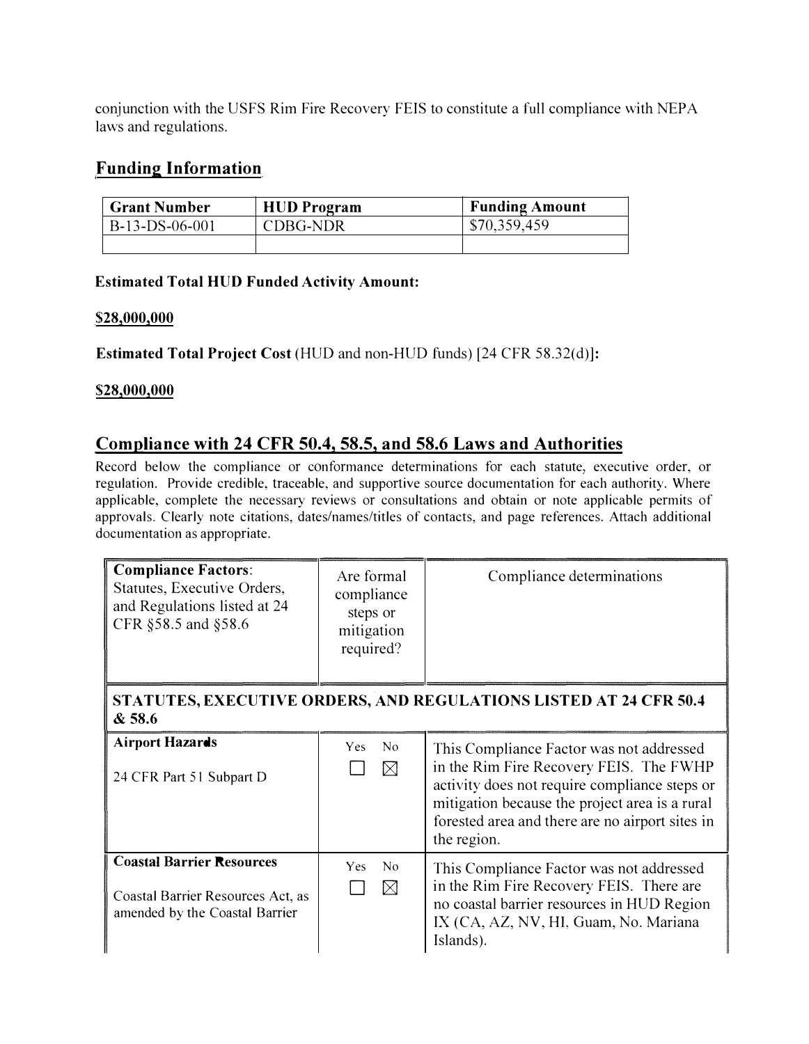conjunction with the USFS Rim Fire Recovery FEIS to constitute a full compliance with NEPA laws and regulations.

## Funding Information

| Grant Number | HUD Program | Funding Amount |
|---|---|---|
| B-13-DS-06-001 | CDBG-NDR | $70,359,459 |
| | | |

**Estimated Total HUD Funded Activity Amount:**

**$28,000,000**

**Estimated Total Project Cost** (HUD and non-HUD funds) [24 CFR 58.32(d)]**:**

**$28,000,000**

## Compliance with 24 CFR 50.4, 58.5, and 58.6 Laws and Authorities

Record below the compliance or conformance determinations for each statute, executive order, or regulation. Provide credible, traceable, and supportive source documentation for each authority. Where applicable, complete the necessary reviews or consultations and obtain or note applicable permits of approvals. Clearly note citations, dates/names/titles of contacts, and page references. Attach additional documentation as appropriate.

| **Compliance Factors**: Statutes, Executive Orders, and Regulations listed at 24 CFR §58.5 and §58.6 | Are formal compliance steps or mitigation required? | Compliance determinations |
|---|---|---|
| **STATUTES, EXECUTIVE ORDERS, AND REGULATIONS LISTED AT 24 CFR 50.4 & 58.6** | | |
| **Airport Hazards**<br><br>24 CFR Part 51 Subpart D | Yes ☐ No ☒ | This Compliance Factor was not addressed in the Rim Fire Recovery FEIS. The FWHP activity does not require compliance steps or mitigation because the project area is a rural forested area and there are no airport sites in the region. |
| **Coastal Barrier Resources**<br><br>Coastal Barrier Resources Act, as amended by the Coastal Barrier | Yes ☐ No ☒ | This Compliance Factor was not addressed in the Rim Fire Recovery FEIS. There are no coastal barrier resources in HUD Region IX (CA, AZ, NV, HI, Guam, No. Mariana Islands). |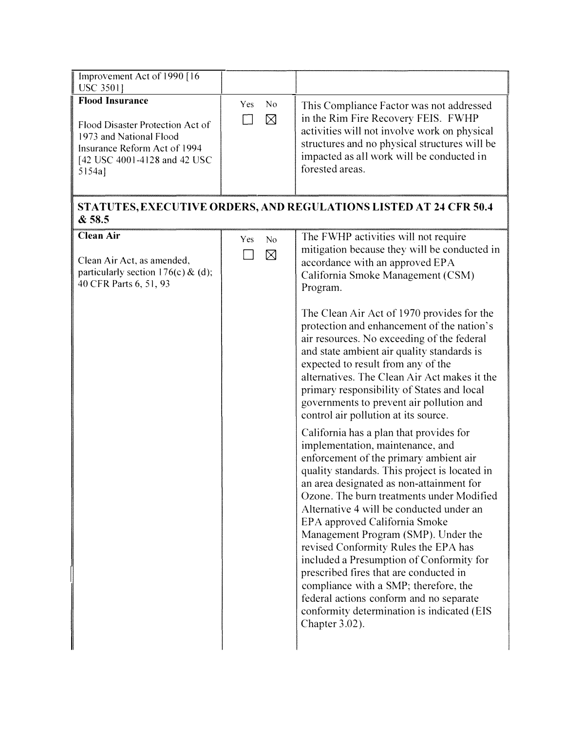| | | |
|---|---|---|
| Improvement Act of 1990 [16 USC 3501] | | |
| **Flood Insurance**<br><br>Flood Disaster Protection Act of 1973 and National Flood Insurance Reform Act of 1994 [42 USC 4001-4128 and 42 USC 5154a] | Yes ☐ No ☒ | This Compliance Factor was not addressed in the Rim Fire Recovery FEIS. FWHP activities will not involve work on physical structures and no physical structures will be impacted as all work will be conducted in forested areas. |
| **STATUTES, EXECUTIVE ORDERS, AND REGULATIONS LISTED AT 24 CFR 50.4 & 58.5** | | |
| **Clean Air**<br><br>Clean Air Act, as amended, particularly section 176(c) & (d); 40 CFR Parts 6, 51, 93 | Yes ☐ No ☒ | The FWHP activities will not require mitigation because they will be conducted in accordance with an approved EPA California Smoke Management (CSM) Program.<br><br>The Clean Air Act of 1970 provides for the protection and enhancement of the nation's air resources. No exceeding of the federal and state ambient air quality standards is expected to result from any of the alternatives. The Clean Air Act makes it the primary responsibility of States and local governments to prevent air pollution and control air pollution at its source.<br><br>California has a plan that provides for implementation, maintenance, and enforcement of the primary ambient air quality standards. This project is located in an area designated as non-attainment for Ozone. The burn treatments under Modified Alternative 4 will be conducted under an EPA approved California Smoke Management Program (SMP). Under the revised Conformity Rules the EPA has included a Presumption of Conformity for prescribed fires that are conducted in compliance with a SMP; therefore, the federal actions conform and no separate conformity determination is indicated (EIS Chapter 3.02). |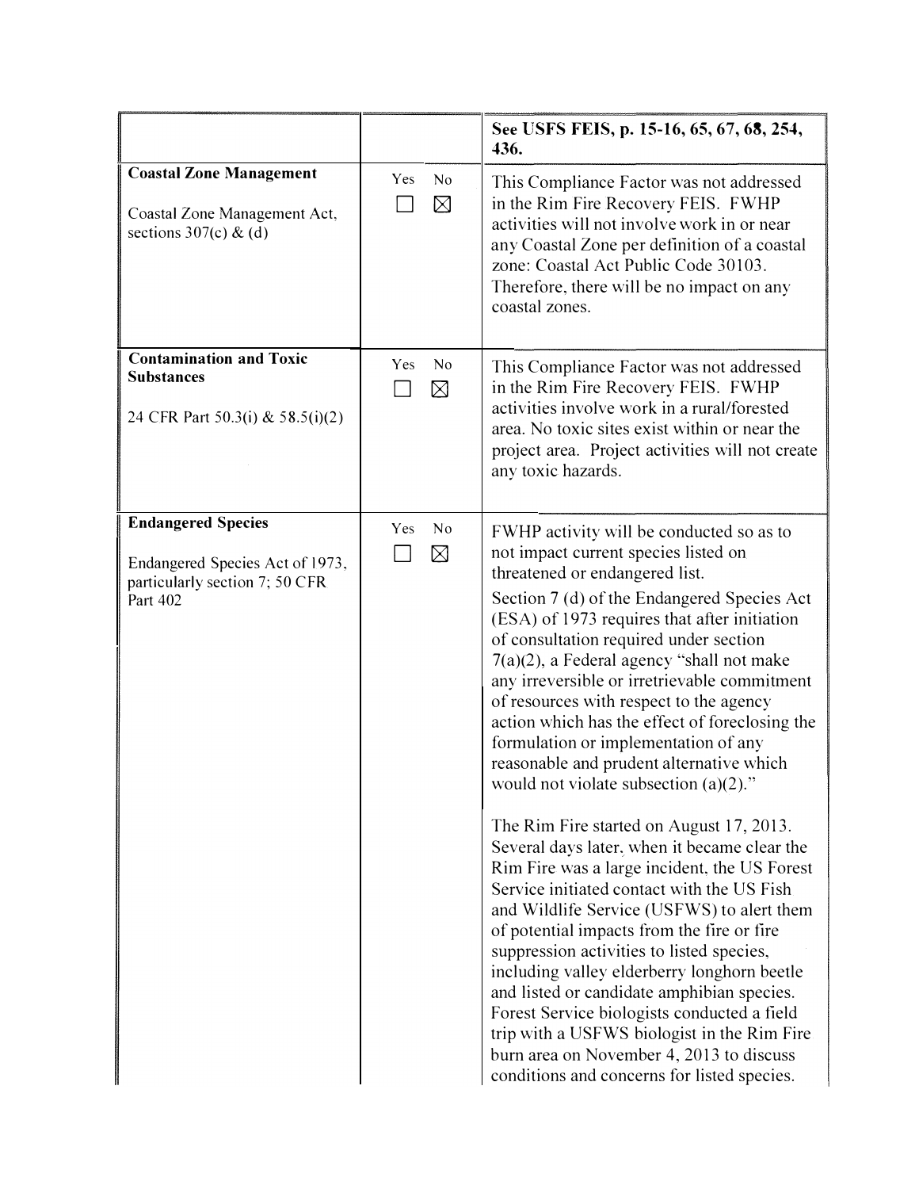| | | |
|---|---|---|
| | | **See USFS FEIS, p. 15-16, 65, 67, 68, 254, 436.** |
| **Coastal Zone Management**<br><br>Coastal Zone Management Act, sections 307(c) & (d) | Yes ☐ No ☒ | This Compliance Factor was not addressed in the Rim Fire Recovery FEIS. FWHP activities will not involve work in or near any Coastal Zone per definition of a coastal zone: Coastal Act Public Code 30103. Therefore, there will be no impact on any coastal zones. |
| **Contamination and Toxic Substances**<br><br>24 CFR Part 50.3(i) & 58.5(i)(2) | Yes ☐ No ☒ | This Compliance Factor was not addressed in the Rim Fire Recovery FEIS. FWHP activities involve work in a rural/forested area. No toxic sites exist within or near the project area. Project activities will not create any toxic hazards. |
| **Endangered Species**<br><br>Endangered Species Act of 1973, particularly section 7; 50 CFR Part 402 | Yes ☐ No ☒ | FWHP activity will be conducted so as to not impact current species listed on threatened or endangered list.<br><br>Section 7 (d) of the Endangered Species Act (ESA) of 1973 requires that after initiation of consultation required under section 7(a)(2), a Federal agency "shall not make any irreversible or irretrievable commitment of resources with respect to the agency action which has the effect of foreclosing the formulation or implementation of any reasonable and prudent alternative which would not violate subsection (a)(2)."<br><br>The Rim Fire started on August 17, 2013. Several days later, when it became clear the Rim Fire was a large incident, the US Forest Service initiated contact with the US Fish and Wildlife Service (USFWS) to alert them of potential impacts from the fire or fire suppression activities to listed species, including valley elderberry longhorn beetle and listed or candidate amphibian species. Forest Service biologists conducted a field trip with a USFWS biologist in the Rim Fire burn area on November 4, 2013 to discuss conditions and concerns for listed species. |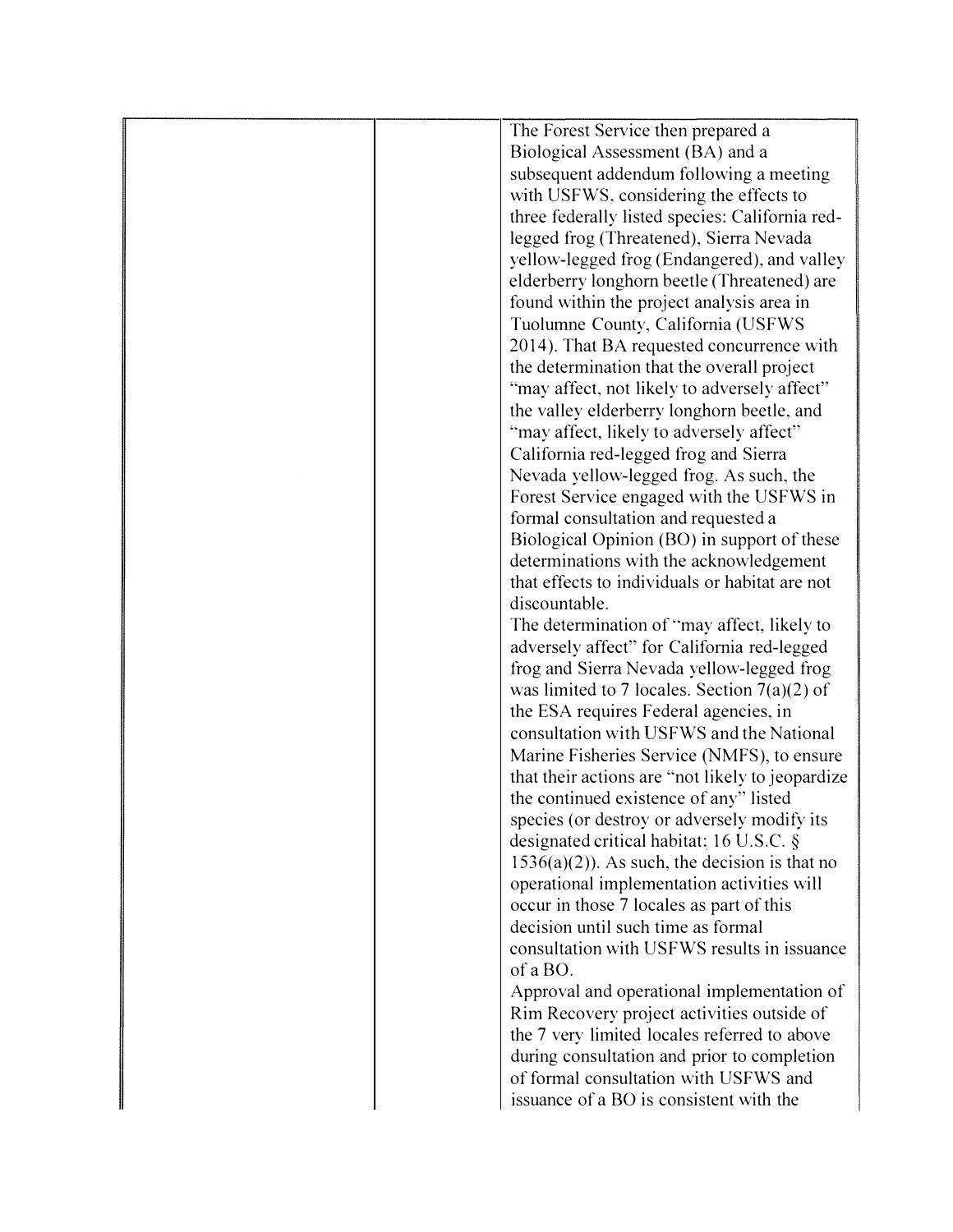| | | |
|---|---|---|
| | | The Forest Service then prepared a Biological Assessment (BA) and a subsequent addendum following a meeting with USFWS, considering the effects to three federally listed species: California red-legged frog (Threatened), Sierra Nevada yellow-legged frog (Endangered), and valley elderberry longhorn beetle (Threatened) are found within the project analysis area in Tuolumne County, California (USFWS 2014). That BA requested concurrence with the determination that the overall project "may affect, not likely to adversely affect" the valley elderberry longhorn beetle, and "may affect, likely to adversely affect" California red-legged frog and Sierra Nevada yellow-legged frog. As such, the Forest Service engaged with the USFWS in formal consultation and requested a Biological Opinion (BO) in support of these determinations with the acknowledgement that effects to individuals or habitat are not discountable.<br>The determination of "may affect, likely to adversely affect" for California red-legged frog and Sierra Nevada yellow-legged frog was limited to 7 locales. Section 7(a)(2) of the ESA requires Federal agencies, in consultation with USFWS and the National Marine Fisheries Service (NMFS), to ensure that their actions are "not likely to jeopardize the continued existence of any" listed species (or destroy or adversely modify its designated critical habitat; 16 U.S.C. § 1536(a)(2)). As such, the decision is that no operational implementation activities will occur in those 7 locales as part of this decision until such time as formal consultation with USFWS results in issuance of a BO.<br>Approval and operational implementation of Rim Recovery project activities outside of the 7 very limited locales referred to above during consultation and prior to completion of formal consultation with USFWS and issuance of a BO is consistent with the |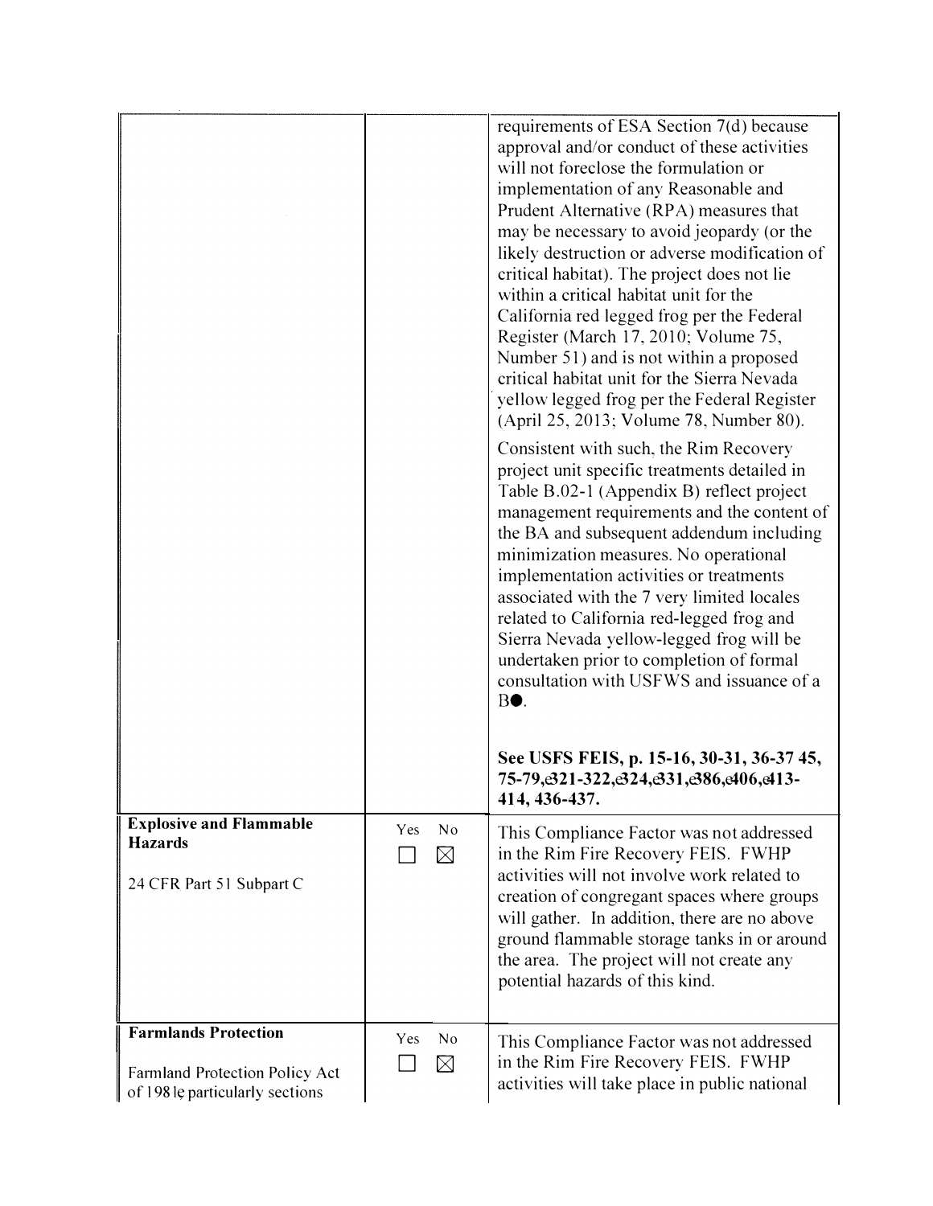| | | |
|---|---|---|
| | | requirements of ESA Section 7(d) because approval and/or conduct of these activities will not foreclose the formulation or implementation of any Reasonable and Prudent Alternative (RPA) measures that may be necessary to avoid jeopardy (or the likely destruction or adverse modification of critical habitat). The project does not lie within a critical habitat unit for the California red legged frog per the Federal Register (March 17, 2010; Volume 75, Number 51) and is not within a proposed critical habitat unit for the Sierra Nevada yellow legged frog per the Federal Register (April 25, 2013; Volume 78, Number 80).<br><br>Consistent with such, the Rim Recovery project unit specific treatments detailed in Table B.02-1 (Appendix B) reflect project management requirements and the content of the BA and subsequent addendum including minimization measures. No operational implementation activities or treatments associated with the 7 very limited locales related to California red-legged frog and Sierra Nevada yellow-legged frog will be undertaken prior to completion of formal consultation with USFWS and issuance of a B●.<br><br>**See USFS FEIS, p. 15-16, 30-31, 36-37 45, 75-79,e321-322,e324,e331,e386,e406,e413-414, 436-437.** |
| **Explosive and Flammable Hazards**<br><br>24 CFR Part 51 Subpart C | Yes ☐ No ☒ | This Compliance Factor was not addressed in the Rim Fire Recovery FEIS. FWHP activities will not involve work related to creation of congregant spaces where groups will gather. In addition, there are no above ground flammable storage tanks in or around the area. The project will not create any potential hazards of this kind. |
| **Farmlands Protection**<br><br>Farmland Protection Policy Act of 198 le particularly sections | Yes ☐ No ☒ | This Compliance Factor was not addressed in the Rim Fire Recovery FEIS. FWHP activities will take place in public national |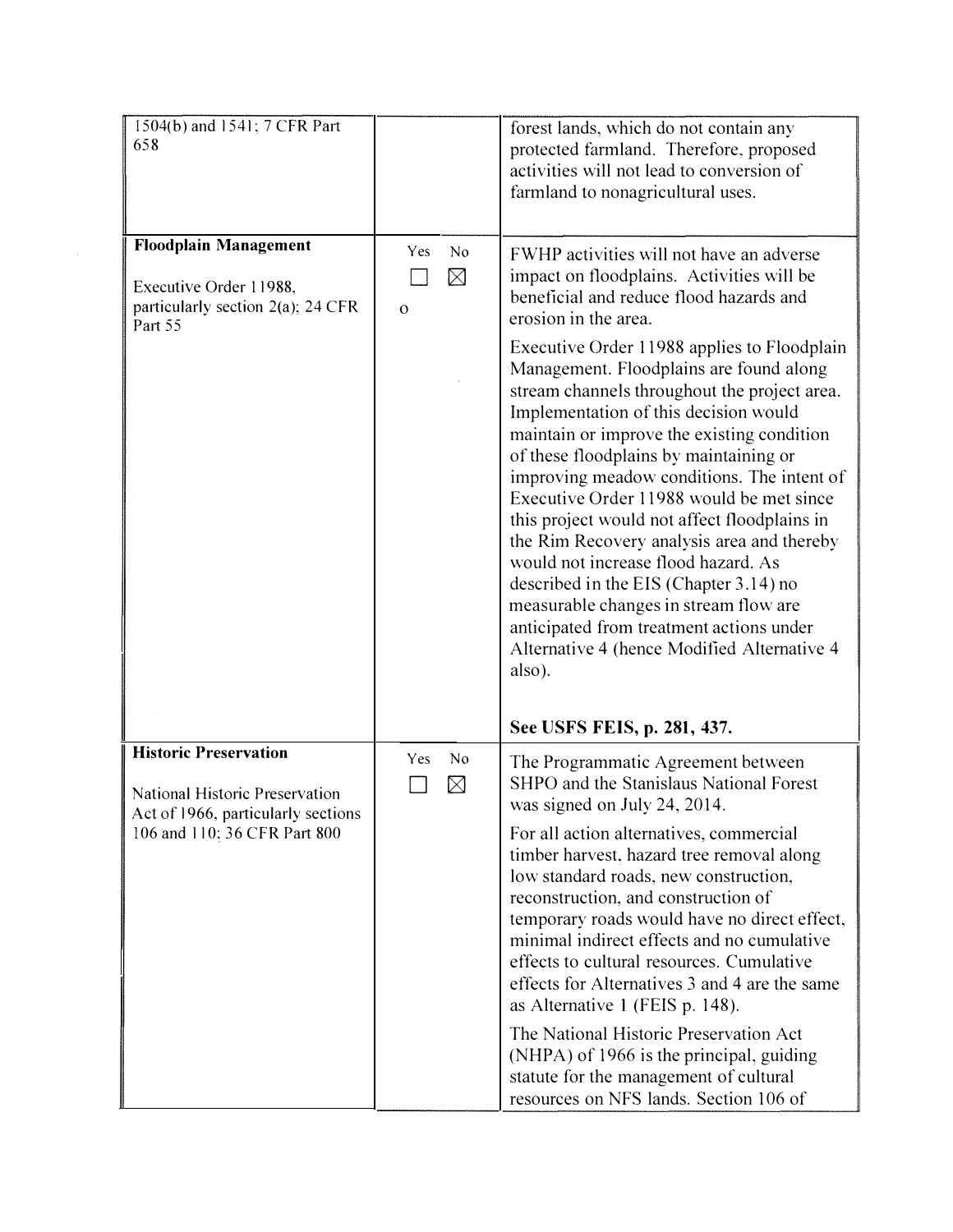| | | |
|---|---|---|
| 1504(b) and 1541; 7 CFR Part 658 | | forest lands, which do not contain any protected farmland. Therefore, proposed activities will not lead to conversion of farmland to nonagricultural uses. |
| **Floodplain Management**<br><br>Executive Order 11988, particularly section 2(a); 24 CFR Part 55 | Yes ☐ No ☒<br>o | FWHP activities will not have an adverse impact on floodplains. Activities will be beneficial and reduce flood hazards and erosion in the area.<br><br>Executive Order 11988 applies to Floodplain Management. Floodplains are found along stream channels throughout the project area. Implementation of this decision would maintain or improve the existing condition of these floodplains by maintaining or improving meadow conditions. The intent of Executive Order 11988 would be met since this project would not affect floodplains in the Rim Recovery analysis area and thereby would not increase flood hazard. As described in the EIS (Chapter 3.14) no measurable changes in stream flow are anticipated from treatment actions under Alternative 4 (hence Modified Alternative 4 also).<br><br>**See USFS FEIS, p. 281, 437.** |
| **Historic Preservation**<br><br>National Historic Preservation Act of 1966, particularly sections 106 and 110; 36 CFR Part 800 | Yes ☐ No ☒ | The Programmatic Agreement between SHPO and the Stanislaus National Forest was signed on July 24, 2014.<br><br>For all action alternatives, commercial timber harvest, hazard tree removal along low standard roads, new construction, reconstruction, and construction of temporary roads would have no direct effect, minimal indirect effects and no cumulative effects to cultural resources. Cumulative effects for Alternatives 3 and 4 are the same as Alternative 1 (FEIS p. 148).<br><br>The National Historic Preservation Act (NHPA) of 1966 is the principal, guiding statute for the management of cultural resources on NFS lands. Section 106 of |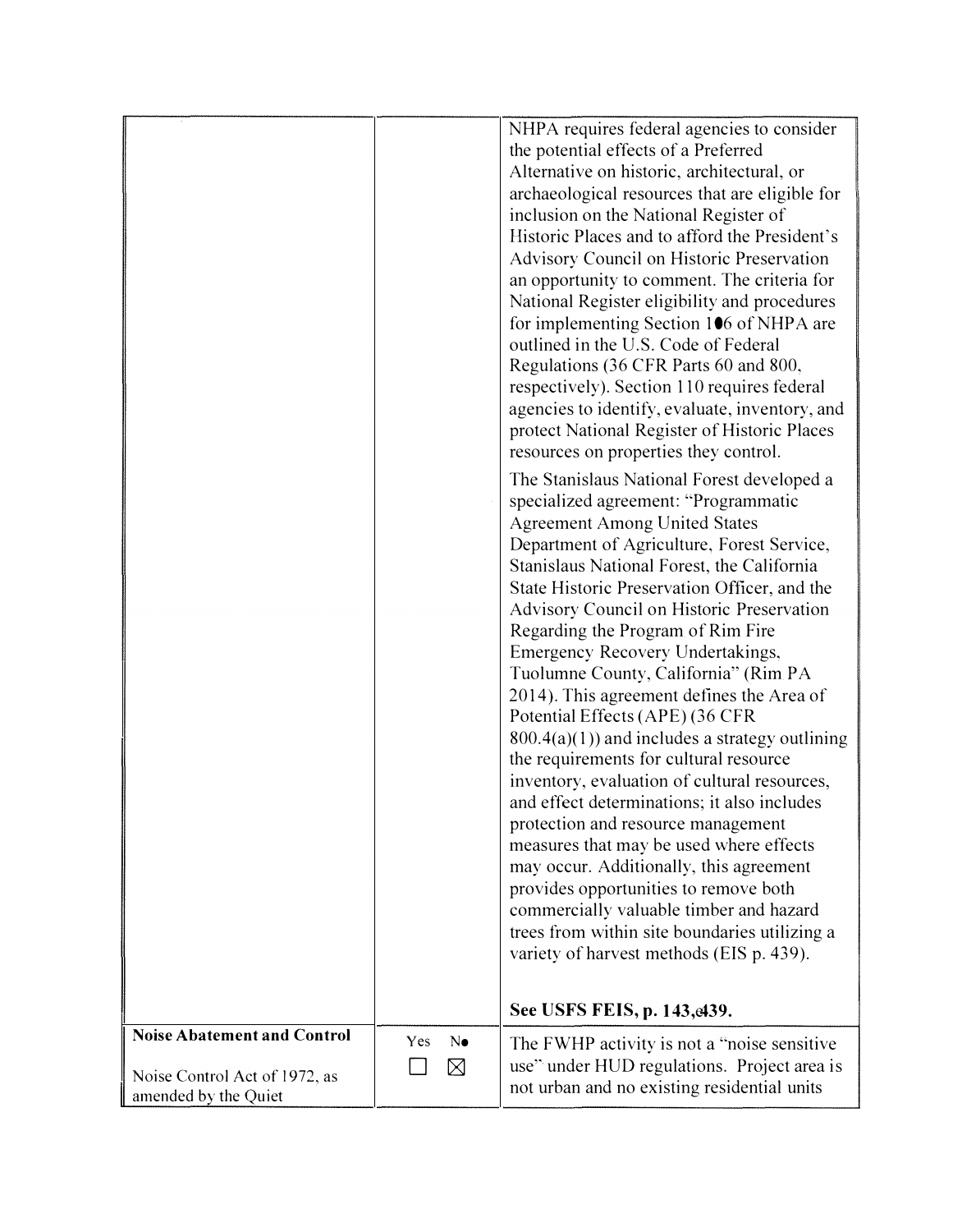| | | |
|---|---|---|
| | | NHPA requires federal agencies to consider the potential effects of a Preferred Alternative on historic, architectural, or archaeological resources that are eligible for inclusion on the National Register of Historic Places and to afford the President's Advisory Council on Historic Preservation an opportunity to comment. The criteria for National Register eligibility and procedures for implementing Section 106 of NHPA are outlined in the U.S. Code of Federal Regulations (36 CFR Parts 60 and 800, respectively). Section 110 requires federal agencies to identify, evaluate, inventory, and protect National Register of Historic Places resources on properties they control.<br><br>The Stanislaus National Forest developed a specialized agreement: "Programmatic Agreement Among United States Department of Agriculture, Forest Service, Stanislaus National Forest, the California State Historic Preservation Officer, and the Advisory Council on Historic Preservation Regarding the Program of Rim Fire Emergency Recovery Undertakings, Tuolumne County, California" (Rim PA 2014). This agreement defines the Area of Potential Effects (APE) (36 CFR 800.4(a)(1)) and includes a strategy outlining the requirements for cultural resource inventory, evaluation of cultural resources, and effect determinations; it also includes protection and resource management measures that may be used where effects may occur. Additionally, this agreement provides opportunities to remove both commercially valuable timber and hazard trees from within site boundaries utilizing a variety of harvest methods (EIS p. 439).<br><br>**See USFS FEIS, p. 143, 439.** |
| **Noise Abatement and Control**<br><br>Noise Control Act of 1972, as amended by the Quiet | Yes ☐ No ☒ | The FWHP activity is not a "noise sensitive use" under HUD regulations. Project area is not urban and no existing residential units |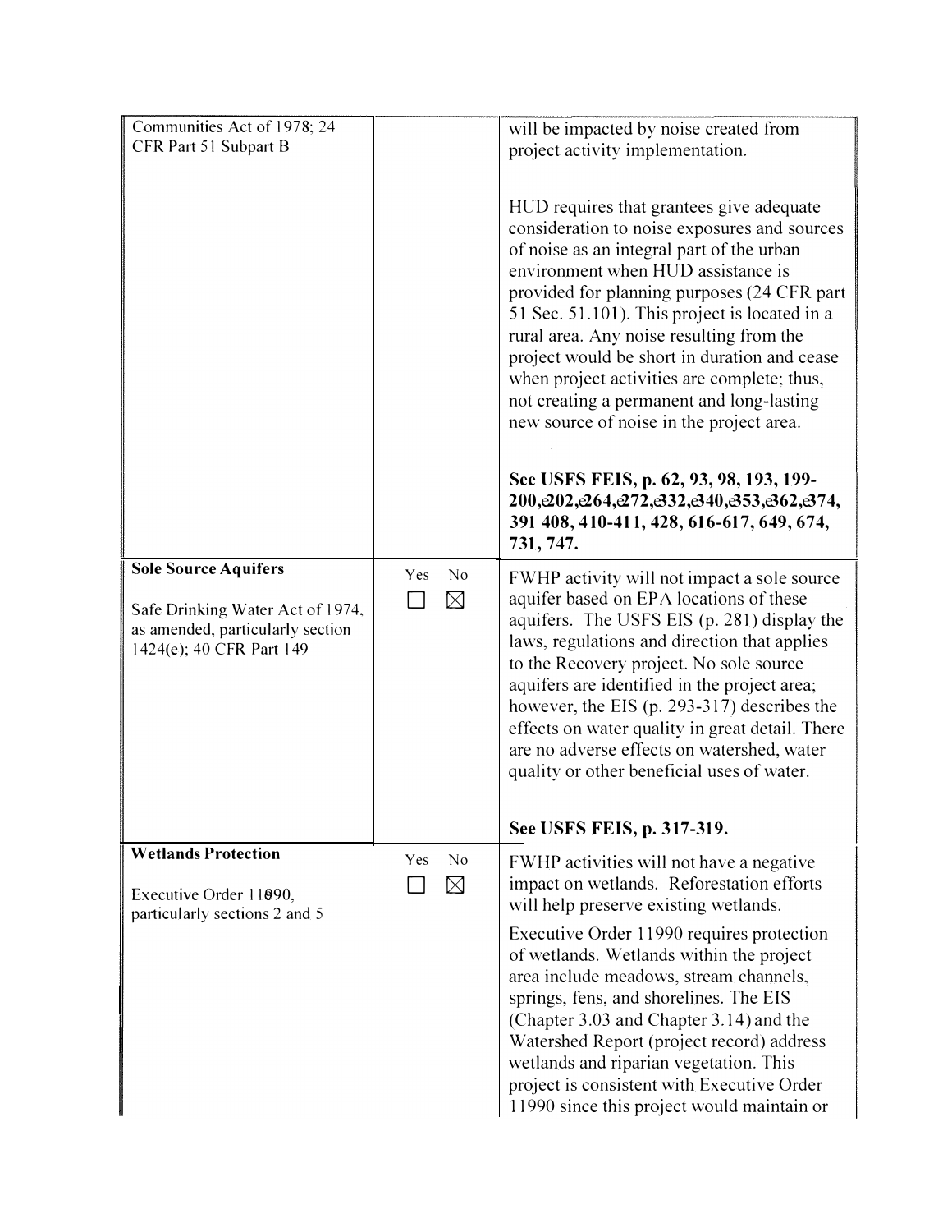| | | |
|---|---|---|
| Communities Act of 1978; 24 CFR Part 51 Subpart B | | will be impacted by noise created from project activity implementation.<br><br>HUD requires that grantees give adequate consideration to noise exposures and sources of noise as an integral part of the urban environment when HUD assistance is provided for planning purposes (24 CFR part 51 Sec. 51.101). This project is located in a rural area. Any noise resulting from the project would be short in duration and cease when project activities are complete; thus, not creating a permanent and long-lasting new source of noise in the project area.<br><br>**See USFS FEIS, p. 62, 93, 98, 193, 199-200,202,264,272,332,340,353,362,374, 391 408, 410-411, 428, 616-617, 649, 674, 731, 747.** |
| **Sole Source Aquifers**<br><br>Safe Drinking Water Act of 1974, as amended, particularly section 1424(e); 40 CFR Part 149 | Yes ☐ No ☒ | FWHP activity will not impact a sole source aquifer based on EPA locations of these aquifers. The USFS EIS (p. 281) display the laws, regulations and direction that applies to the Recovery project. No sole source aquifers are identified in the project area; however, the EIS (p. 293-317) describes the effects on water quality in great detail. There are no adverse effects on watershed, water quality or other beneficial uses of water.<br><br>**See USFS FEIS, p. 317-319.** |
| **Wetlands Protection**<br><br>Executive Order 11990, particularly sections 2 and 5 | Yes ☐ No ☒ | FWHP activities will not have a negative impact on wetlands. Reforestation efforts will help preserve existing wetlands.<br><br>Executive Order 11990 requires protection of wetlands. Wetlands within the project area include meadows, stream channels, springs, fens, and shorelines. The EIS (Chapter 3.03 and Chapter 3.14) and the Watershed Report (project record) address wetlands and riparian vegetation. This project is consistent with Executive Order 11990 since this project would maintain or |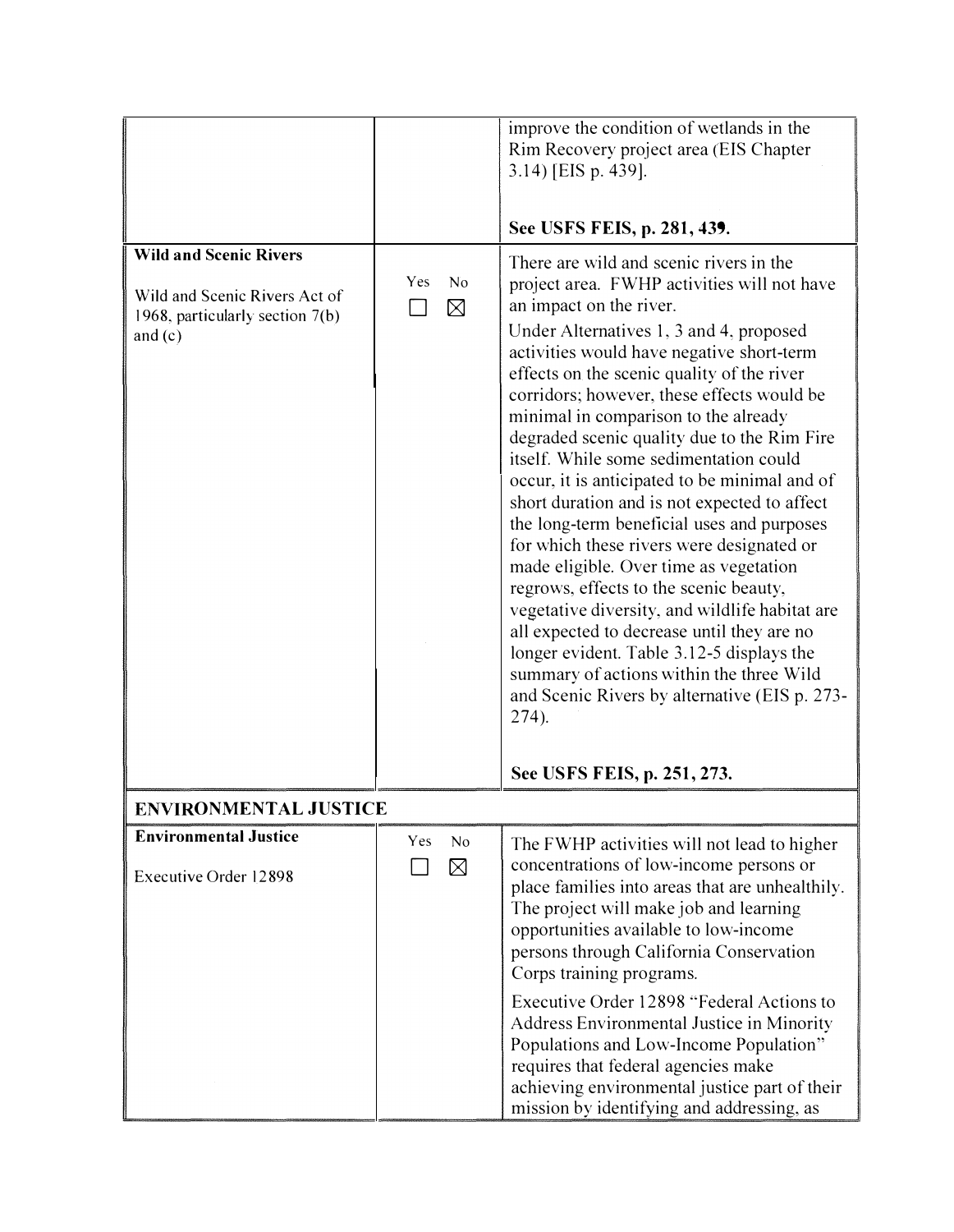| | | |
|---|---|---|
| | | improve the condition of wetlands in the Rim Recovery project area (EIS Chapter 3.14) [EIS p. 439].<br><br>**See USFS FEIS, p. 281, 439.** |
| **Wild and Scenic Rivers**<br><br>Wild and Scenic Rivers Act of 1968, particularly section 7(b) and (c) | Yes ☐ No ☒ | There are wild and scenic rivers in the project area. FWHP activities will not have an impact on the river.<br><br>Under Alternatives 1, 3 and 4, proposed activities would have negative short-term effects on the scenic quality of the river corridors; however, these effects would be minimal in comparison to the already degraded scenic quality due to the Rim Fire itself. While some sedimentation could occur, it is anticipated to be minimal and of short duration and is not expected to affect the long-term beneficial uses and purposes for which these rivers were designated or made eligible. Over time as vegetation regrows, effects to the scenic beauty, vegetative diversity, and wildlife habitat are all expected to decrease until they are no longer evident. Table 3.12-5 displays the summary of actions within the three Wild and Scenic Rivers by alternative (EIS p. 273-274).<br><br>**See USFS FEIS, p. 251, 273.** |
| **ENVIRONMENTAL JUSTICE** | | |
| **Environmental Justice**<br><br>Executive Order 12898 | Yes ☐ No ☒ | The FWHP activities will not lead to higher concentrations of low-income persons or place families into areas that are unhealthily. The project will make job and learning opportunities available to low-income persons through California Conservation Corps training programs.<br><br>Executive Order 12898 "Federal Actions to Address Environmental Justice in Minority Populations and Low-Income Population" requires that federal agencies make achieving environmental justice part of their mission by identifying and addressing, as |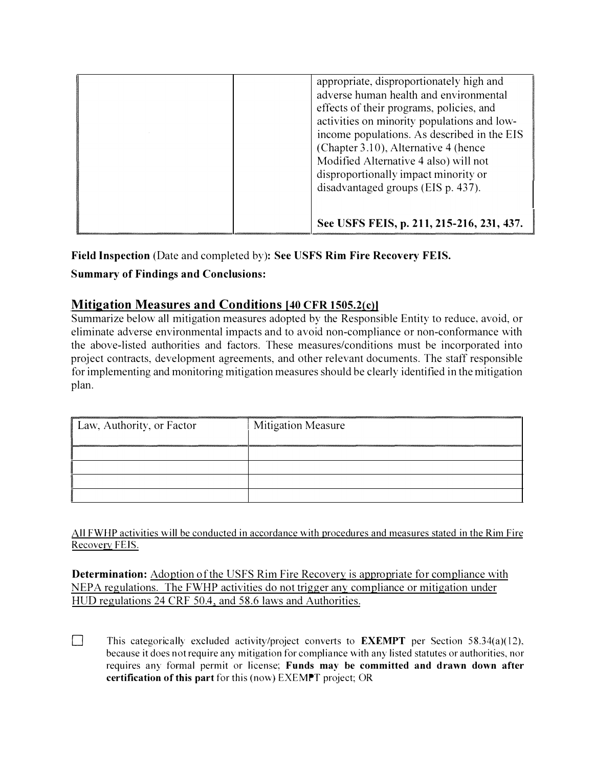| | | |
|---|---|---|
| | | appropriate, disproportionately high and adverse human health and environmental effects of their programs, policies, and activities on minority populations and low-income populations. As described in the EIS (Chapter 3.10), Alternative 4 (hence Modified Alternative 4 also) will not disproportionally impact minority or disadvantaged groups (EIS p. 437).<br><br>**See USFS FEIS, p. 211, 215-216, 231, 437.** |

**Field Inspection** (Date and completed by)**: See USFS Rim Fire Recovery FEIS.**

**Summary of Findings and Conclusions:**

## Mitigation Measures and Conditions [40 CFR 1505.2(c)]

Summarize below all mitigation measures adopted by the Responsible Entity to reduce, avoid, or eliminate adverse environmental impacts and to avoid non-compliance or non-conformance with the above-listed authorities and factors. These measures/conditions must be incorporated into project contracts, development agreements, and other relevant documents. The staff responsible for implementing and monitoring mitigation measures should be clearly identified in the mitigation plan.

| Law, Authority, or Factor | Mitigation Measure |
|---|---|
| | |
| | |
| | |
| | |

All FWHP activities will be conducted in accordance with procedures and measures stated in the Rim Fire Recovery FEIS.

**Determination:** Adoption of the USFS Rim Fire Recovery is appropriate for compliance with NEPA regulations. The FWHP activities do not trigger any compliance or mitigation under HUD regulations 24 CRF 50.4, and 58.6 laws and Authorities.

☐ This categorically excluded activity/project converts to **EXEMPT** per Section 58.34(a)(12), because it does not require any mitigation for compliance with any listed statutes or authorities, nor requires any formal permit or license; **Funds may be committed and drawn down after certification of this part** for this (now) EXEMPT project; OR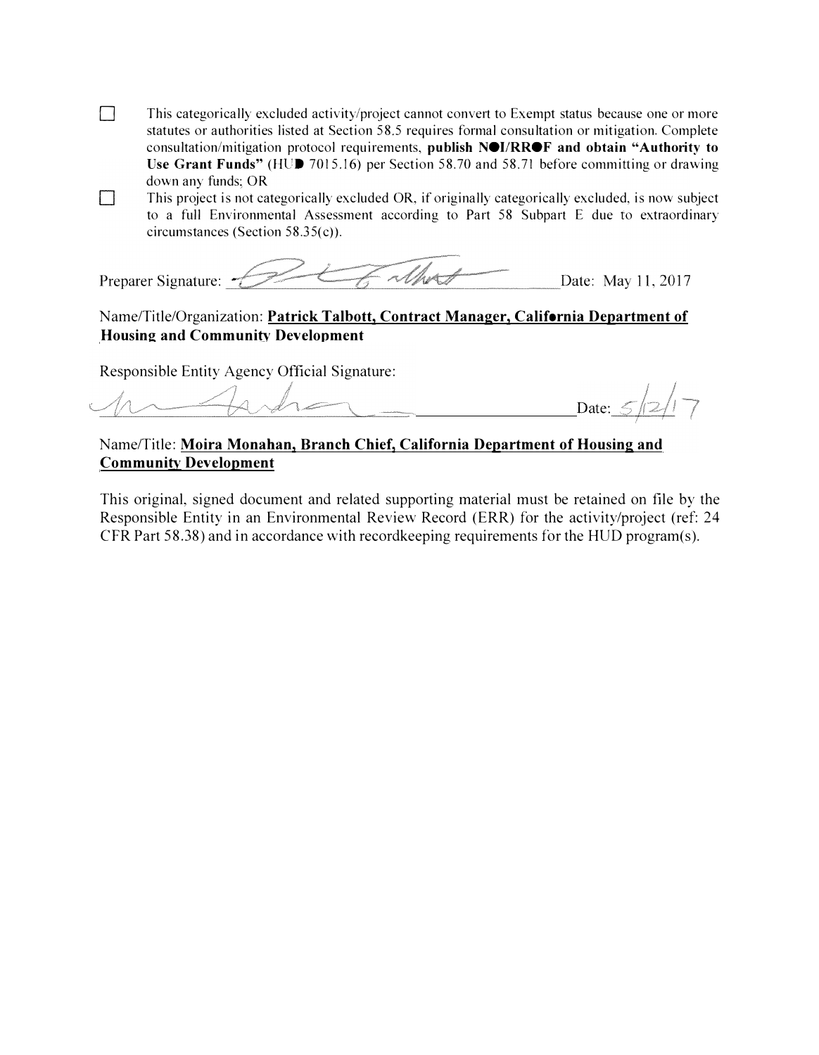☐ This categorically excluded activity/project cannot convert to Exempt status because one or more statutes or authorities listed at Section 58.5 requires formal consultation or mitigation. Complete consultation/mitigation protocol requirements, **publish NOI/RROF and obtain "Authority to Use Grant Funds"** (HUD 7015.16) per Section 58.70 and 58.71 before committing or drawing down any funds; OR

☐ This project is not categorically excluded OR, if originally categorically excluded, is now subject to a full Environmental Assessment according to Part 58 Subpart E due to extraordinary circumstances (Section 58.35(c)).

Preparer Signature: ____________________ Date: May 11, 2017

Name/Title/Organization: **Patrick Talbott, Contract Manager, California Department of Housing and Community Development**

Responsible Entity Agency Official Signature:

____________________ Date: 5/12/17

Name/Title: **Moira Monahan, Branch Chief, California Department of Housing and Community Development**

This original, signed document and related supporting material must be retained on file by the Responsible Entity in an Environmental Review Record (ERR) for the activity/project (ref: 24 CFR Part 58.38) and in accordance with recordkeeping requirements for the HUD program(s).